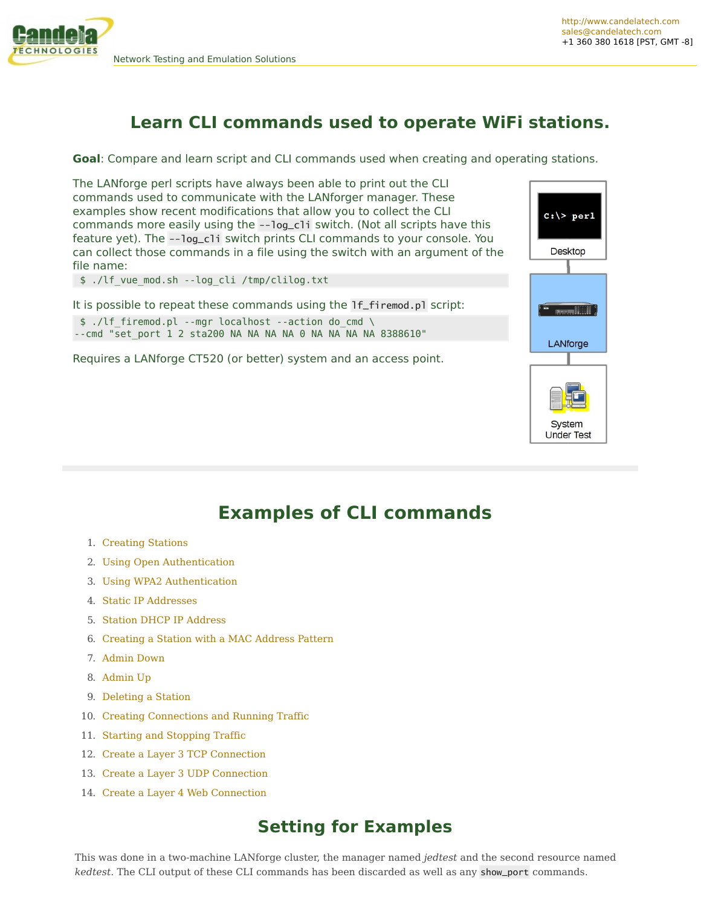# Learn CLI commands used to operate WiFi stations.

**Goal**: Compare and learn script and CLI commands used when creating and operating stations.

The LANforge perl scripts have always been able to print out the CLI commands used to communicate with the LANforger manager. These examples show recent modifications that allow you to collect the CLI commands more easily using the `--log_cli` switch. (Not all scripts have this feature yet). The `--log_cli` switch prints CLI commands to your console. You can collect those commands in a file using the switch with an argument of the file name:

```
$ ./lf_vue_mod.sh --log_cli /tmp/clilog.txt
```

It is possible to repeat these commands using the `lf_firemod.pl` script:

```
$ ./lf_firemod.pl --mgr localhost --action do_cmd \
--cmd "set_port 1 2 sta200 NA NA NA NA 0 NA NA NA NA 8388610"
```

Requires a LANforge CT520 (or better) system and an access point.

## Examples of CLI commands

1. Creating Stations
2. Using Open Authentication
3. Using WPA2 Authentication
4. Static IP Addresses
5. Station DHCP IP Address
6. Creating a Station with a MAC Address Pattern
7. Admin Down
8. Admin Up
9. Deleting a Station
10. Creating Connections and Running Traffic
11. Starting and Stopping Traffic
12. Create a Layer 3 TCP Connection
13. Create a Layer 3 UDP Connection
14. Create a Layer 4 Web Connection

## Setting for Examples

This was done in a two-machine LANforge cluster, the manager named *jedtest* and the second resource named *kedtest*. The CLI output of these CLI commands has been discarded as well as any `show_port` commands.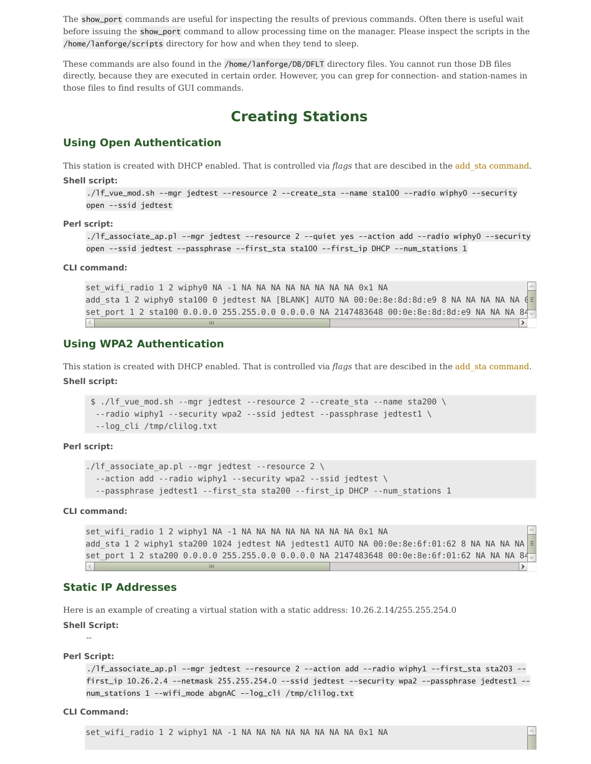The `show_port` commands are useful for inspecting the results of previous commands. Often there is useful wait before issuing the `show_port` command to allow processing time on the manager. Please inspect the scripts in the `/home/lanforge/scripts` directory for how and when they tend to sleep.

These commands are also found in the `/home/lanforge/DB/DFLT` directory files. You cannot run those DB files directly, because they are executed in certain order. However, you can grep for connection- and station-names in those files to find results of GUI commands.

# Creating Stations

## Using Open Authentication

This station is created with DHCP enabled. That is controlled via *flags* that are descibed in the add_sta command.

**Shell script:**

```
./lf_vue_mod.sh --mgr jedtest --resource 2 --create_sta --name sta100 --radio wiphy0 --security open --ssid jedtest
```

**Perl script:**

```
./lf_associate_ap.pl --mgr jedtest --resource 2 --quiet yes --action add --radio wiphy0 --security open --ssid jedtest --passphrase --first_sta sta100 --first_ip DHCP --num_stations 1
```

**CLI command:**

```
set_wifi_radio 1 2 wiphy0 NA -1 NA NA NA NA NA NA NA NA 0x1 NA
add_sta 1 2 wiphy0 sta100 0 jedtest NA [BLANK] AUTO NA 00:0e:8e:8d:8d:e9 8 NA NA NA NA NA 6
set_port 1 2 sta100 0.0.0.0 255.255.0.0 0.0.0.0 NA 2147483648 00:0e:8e:8d:8d:e9 NA NA NA 84
```

## Using WPA2 Authentication

This station is created with DHCP enabled. That is controlled via *flags* that are descibed in the add_sta command.

**Shell script:**

```
$ ./lf_vue_mod.sh --mgr jedtest --resource 2 --create_sta --name sta200 \
 --radio wiphy1 --security wpa2 --ssid jedtest --passphrase jedtest1 \
 --log_cli /tmp/clilog.txt
```

**Perl script:**

```
./lf_associate_ap.pl --mgr jedtest --resource 2 \
  --action add --radio wiphy1 --security wpa2 --ssid jedtest \
  --passphrase jedtest1 --first_sta sta200 --first_ip DHCP --num_stations 1
```

**CLI command:**

```
set_wifi_radio 1 2 wiphy1 NA -1 NA NA NA NA NA NA NA NA 0x1 NA
add_sta 1 2 wiphy1 sta200 1024 jedtest NA jedtest1 AUTO NA 00:0e:8e:6f:01:62 8 NA NA NA NA
set_port 1 2 sta200 0.0.0.0 255.255.0.0 0.0.0.0 NA 2147483648 00:0e:8e:6f:01:62 NA NA NA 84
```

## Static IP Addresses

Here is an example of creating a virtual station with a static address: 10.26.2.14/255.255.254.0

**Shell Script:**

--

**Perl Script:**

```
./lf_associate_ap.pl --mgr jedtest --resource 2 --action add --radio wiphy1 --first_sta sta203 --first_ip 10.26.2.4 --netmask 255.255.254.0 --ssid jedtest --security wpa2 --passphrase jedtest1 --num_stations 1 --wifi_mode abgnAC --log_cli /tmp/clilog.txt
```

**CLI Command:**

```
set_wifi_radio 1 2 wiphy1 NA -1 NA NA NA NA NA NA NA NA 0x1 NA
```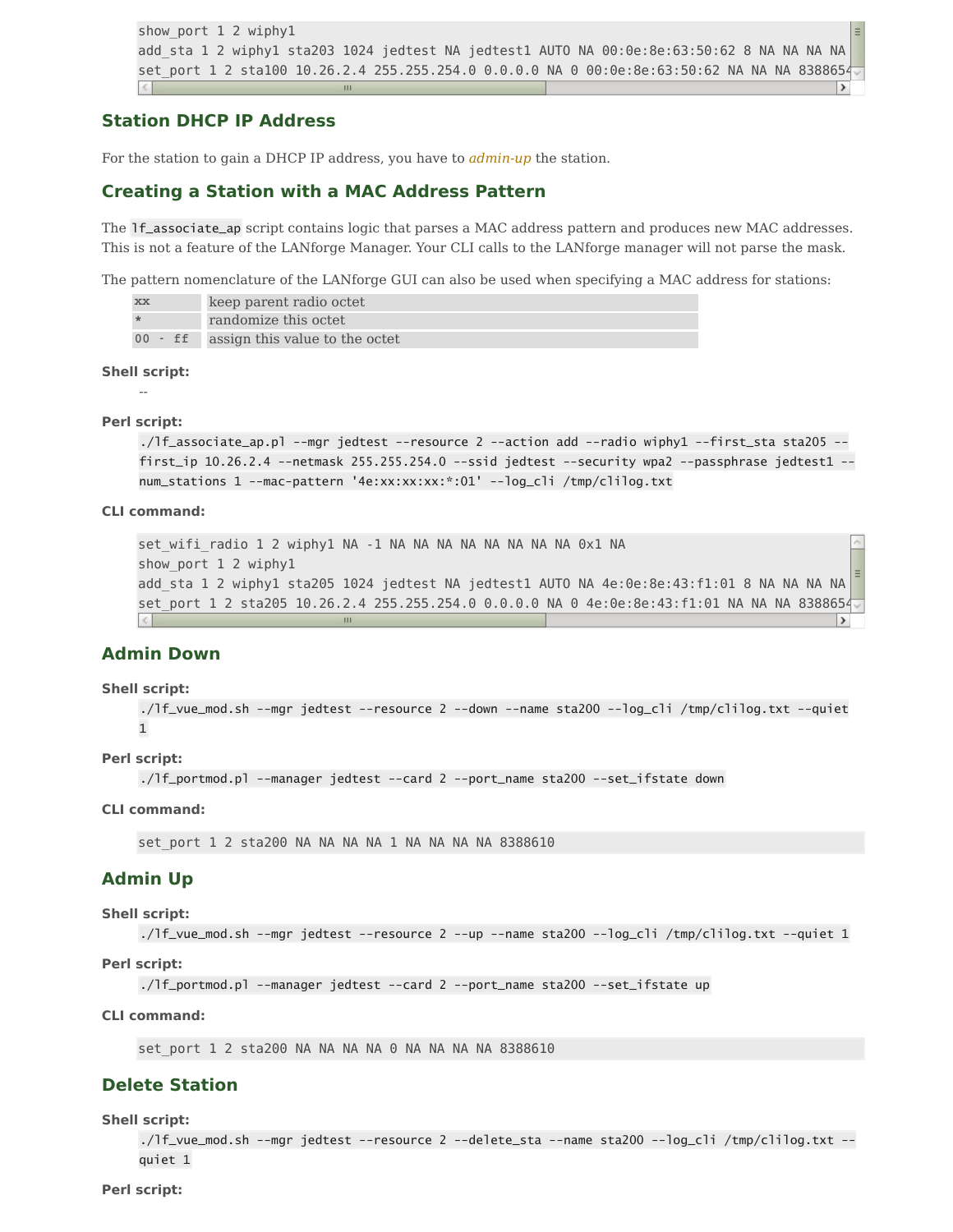```
show_port 1 2 wiphy1
add_sta 1 2 wiphy1 sta203 1024 jedtest NA jedtest1 AUTO NA 00:0e:8e:63:50:62 8 NA NA NA
set_port 1 2 sta100 10.26.2.4 255.255.254.0 0.0.0.0 NA 0 00:0e:8e:63:50:62 NA NA NA 8388654
```

## Station DHCP IP Address

For the station to gain a DHCP IP address, you have to *admin-up* the station.

## Creating a Station with a MAC Address Pattern

The `lf_associate_ap` script contains logic that parses a MAC address pattern and produces new MAC addresses. This is not a feature of the LANforge Manager. Your CLI calls to the LANforge manager will not parse the mask.

The pattern nomenclature of the LANforge GUI can also be used when specifying a MAC address for stations:

| | |
|---|---|
| `xx` | keep parent radio octet |
| `*` | randomize this octet |
| `00 - ff` | assign this value to the octet |

**Shell script:**

--

**Perl script:**

```
./lf_associate_ap.pl --mgr jedtest --resource 2 --action add --radio wiphy1 --first_sta sta205 --first_ip 10.26.2.4 --netmask 255.255.254.0 --ssid jedtest --security wpa2 --passphrase jedtest1 --num_stations 1 --mac-pattern '4e:xx:xx:xx:*:01' --log_cli /tmp/clilog.txt
```

**CLI command:**

```
set_wifi_radio 1 2 wiphy1 NA -1 NA NA NA NA NA NA NA NA 0x1 NA
show_port 1 2 wiphy1
add_sta 1 2 wiphy1 sta205 1024 jedtest NA jedtest1 AUTO NA 4e:0e:8e:43:f1:01 8 NA NA NA
set_port 1 2 sta205 10.26.2.4 255.255.254.0 0.0.0.0 NA 0 4e:0e:8e:43:f1:01 NA NA NA 8388654
```

## Admin Down

**Shell script:**

```
./lf_vue_mod.sh --mgr jedtest --resource 2 --down --name sta200 --log_cli /tmp/clilog.txt --quiet 1
```

**Perl script:**

```
./lf_portmod.pl --manager jedtest --card 2 --port_name sta200 --set_ifstate down
```

**CLI command:**

```
set_port 1 2 sta200 NA NA NA NA 1 NA NA NA NA 8388610
```

## Admin Up

**Shell script:**

```
./lf_vue_mod.sh --mgr jedtest --resource 2 --up --name sta200 --log_cli /tmp/clilog.txt --quiet 1
```

**Perl script:**

```
./lf_portmod.pl --manager jedtest --card 2 --port_name sta200 --set_ifstate up
```

**CLI command:**

```
set_port 1 2 sta200 NA NA NA NA 0 NA NA NA NA 8388610
```

## Delete Station

**Shell script:**

```
./lf_vue_mod.sh --mgr jedtest --resource 2 --delete_sta --name sta200 --log_cli /tmp/clilog.txt --quiet 1
```

**Perl script:**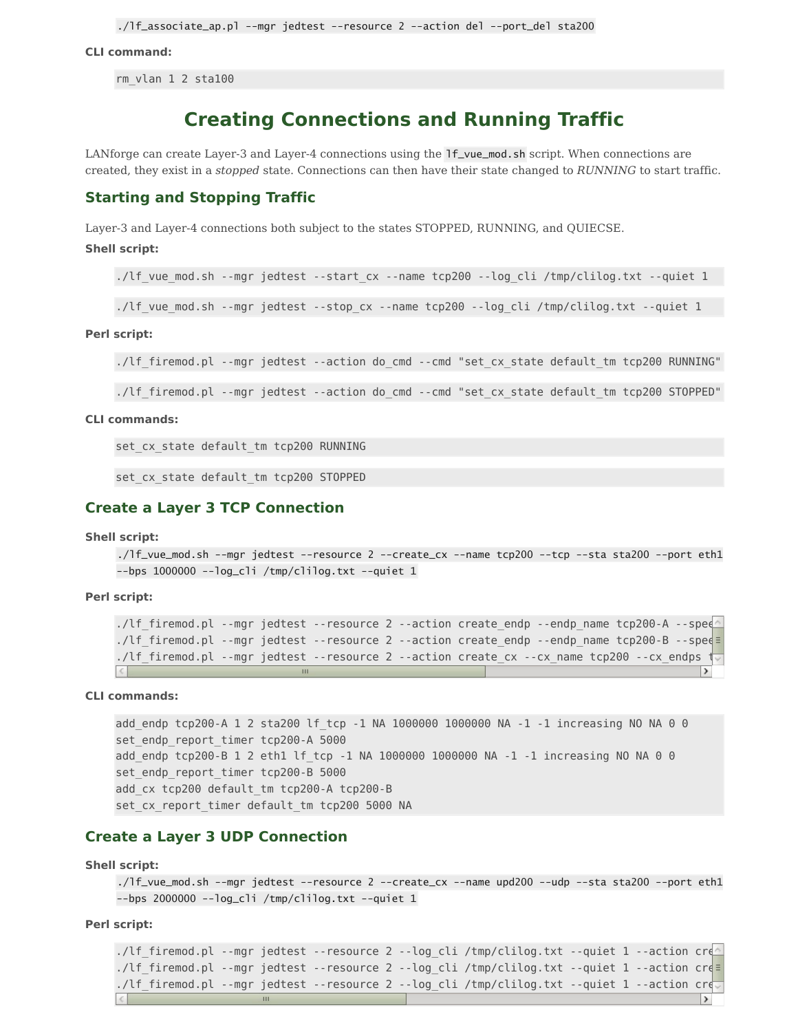```
./lf_associate_ap.pl --mgr jedtest --resource 2 --action del --port_del sta200
```

**CLI command:**

```
rm_vlan 1 2 sta100
```

# Creating Connections and Running Traffic

LANforge can create Layer-3 and Layer-4 connections using the `lf_vue_mod.sh` script. When connections are created, they exist in a *stopped* state. Connections can then have their state changed to *RUNNING* to start traffic.

## Starting and Stopping Traffic

Layer-3 and Layer-4 connections both subject to the states STOPPED, RUNNING, and QUIECSE.

**Shell script:**

```
./lf_vue_mod.sh --mgr jedtest --start_cx --name tcp200 --log_cli /tmp/clilog.txt --quiet 1
```

```
./lf_vue_mod.sh --mgr jedtest --stop_cx --name tcp200 --log_cli /tmp/clilog.txt --quiet 1
```

**Perl script:**

```
./lf_firemod.pl --mgr jedtest --action do_cmd --cmd "set_cx_state default_tm tcp200 RUNNING"
```

```
./lf_firemod.pl --mgr jedtest --action do_cmd --cmd "set_cx_state default_tm tcp200 STOPPED"
```

**CLI commands:**

```
set_cx_state default_tm tcp200 RUNNING
```

```
set_cx_state default_tm tcp200 STOPPED
```

## Create a Layer 3 TCP Connection

**Shell script:**

```
./lf_vue_mod.sh --mgr jedtest --resource 2 --create_cx --name tcp200 --tcp --sta sta200 --port eth1
--bps 1000000 --log_cli /tmp/clilog.txt --quiet 1
```

**Perl script:**

```
./lf_firemod.pl --mgr jedtest --resource 2 --action create_endp --endp_name tcp200-A --spee
./lf_firemod.pl --mgr jedtest --resource 2 --action create_endp --endp_name tcp200-B --spee
./lf_firemod.pl --mgr jedtest --resource 2 --action create_cx --cx_name tcp200 --cx_endps t
```

**CLI commands:**

```
add_endp tcp200-A 1 2 sta200 lf_tcp -1 NA 1000000 1000000 NA -1 -1 increasing NO NA 0 0
set_endp_report_timer tcp200-A 5000
add_endp tcp200-B 1 2 eth1 lf_tcp -1 NA 1000000 1000000 NA -1 -1 increasing NO NA 0 0
set_endp_report_timer tcp200-B 5000
add_cx tcp200 default_tm tcp200-A tcp200-B
set_cx_report_timer default_tm tcp200 5000 NA
```

## Create a Layer 3 UDP Connection

**Shell script:**

```
./lf_vue_mod.sh --mgr jedtest --resource 2 --create_cx --name upd200 --udp --sta sta200 --port eth1
--bps 2000000 --log_cli /tmp/clilog.txt --quiet 1
```

**Perl script:**

```
./lf_firemod.pl --mgr jedtest --resource 2 --log_cli /tmp/clilog.txt --quiet 1 --action cre
./lf_firemod.pl --mgr jedtest --resource 2 --log_cli /tmp/clilog.txt --quiet 1 --action cre
./lf_firemod.pl --mgr jedtest --resource 2 --log_cli /tmp/clilog.txt --quiet 1 --action cre
```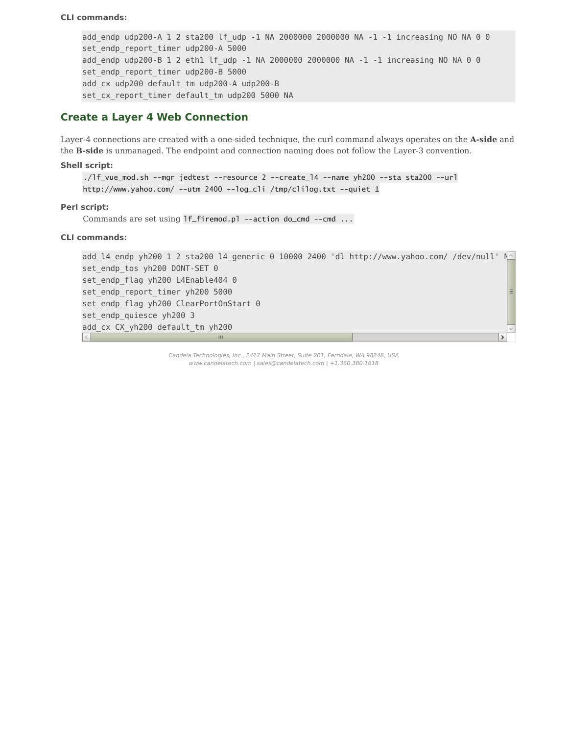**CLI commands:**

```
add_endp udp200-A 1 2 sta200 lf_udp -1 NA 2000000 2000000 NA -1 -1 increasing NO NA 0 0
set_endp_report_timer udp200-A 5000
add_endp udp200-B 1 2 eth1 lf_udp -1 NA 2000000 2000000 NA -1 -1 increasing NO NA 0 0
set_endp_report_timer udp200-B 5000
add_cx udp200 default_tm udp200-A udp200-B
set_cx_report_timer default_tm udp200 5000 NA
```

## Create a Layer 4 Web Connection

Layer-4 connections are created with a one-sided technique, the curl command always operates on the **A-side** and the **B-side** is unmanaged. The endpoint and connection naming does not follow the Layer-3 convention.

**Shell script:**

```
./lf_vue_mod.sh --mgr jedtest --resource 2 --create_l4 --name yh200 --sta sta200 --url
http://www.yahoo.com/ --utm 2400 --log_cli /tmp/clilog.txt --quiet 1
```

**Perl script:**

Commands are set using `lf_firemod.pl --action do_cmd --cmd ...`

**CLI commands:**

```
add_l4_endp yh200 1 2 sta200 l4_generic 0 10000 2400 'dl http://www.yahoo.com/ /dev/null' N
set_endp_tos yh200 DONT-SET 0
set_endp_flag yh200 L4Enable404 0
set_endp_report_timer yh200 5000
set_endp_flag yh200 ClearPortOnStart 0
set_endp_quiesce yh200 3
add_cx CX_yh200 default_tm yh200
```